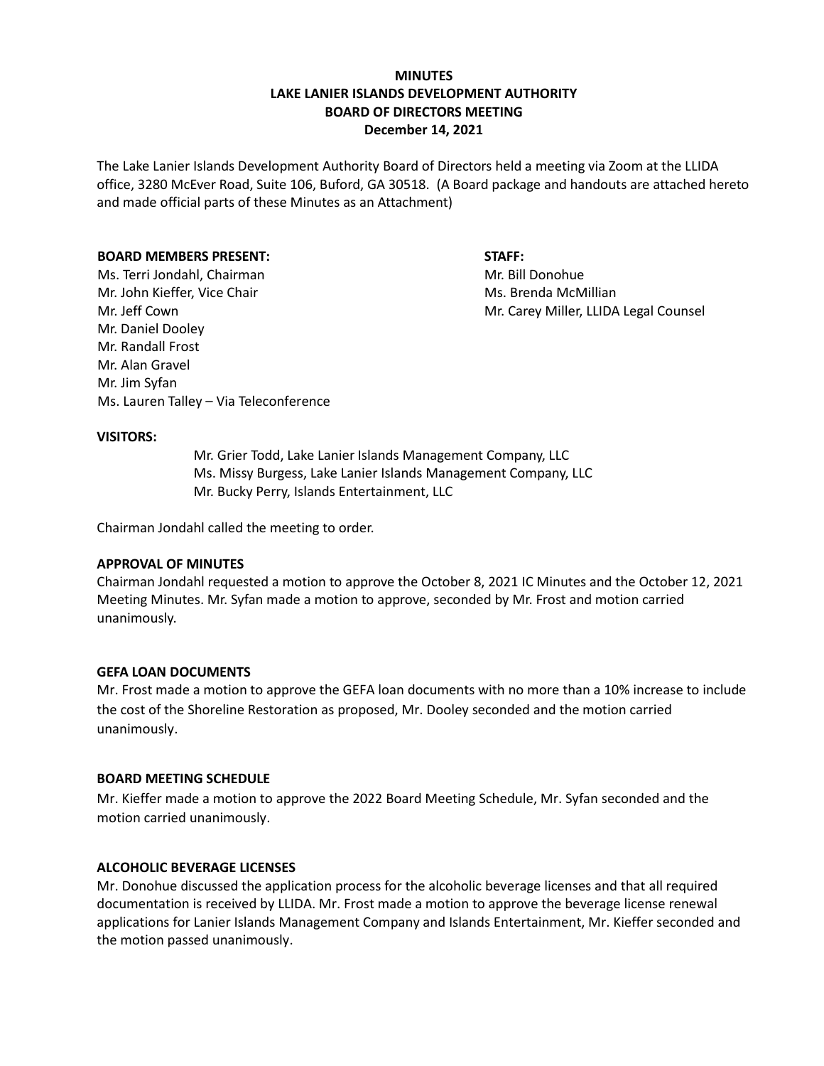**MINUTES**
**LAKE LANIER ISLANDS DEVELOPMENT AUTHORITY**
**BOARD OF DIRECTORS MEETING**
**December 14, 2021**

The Lake Lanier Islands Development Authority Board of Directors held a meeting via Zoom at the LLIDA office, 3280 McEver Road, Suite 106, Buford, GA 30518. (A Board package and handouts are attached hereto and made official parts of these Minutes as an Attachment)

**BOARD MEMBERS PRESENT:**

Ms. Terri Jondahl, Chairman
Mr. John Kieffer, Vice Chair
Mr. Jeff Cown
Mr. Daniel Dooley
Mr. Randall Frost
Mr. Alan Gravel
Mr. Jim Syfan
Ms. Lauren Talley – Via Teleconference

**STAFF:**

Mr. Bill Donohue
Ms. Brenda McMillian
Mr. Carey Miller, LLIDA Legal Counsel

**VISITORS:**

Mr. Grier Todd, Lake Lanier Islands Management Company, LLC
Ms. Missy Burgess, Lake Lanier Islands Management Company, LLC
Mr. Bucky Perry, Islands Entertainment, LLC

Chairman Jondahl called the meeting to order.

**APPROVAL OF MINUTES**

Chairman Jondahl requested a motion to approve the October 8, 2021 IC Minutes and the October 12, 2021 Meeting Minutes. Mr. Syfan made a motion to approve, seconded by Mr. Frost and motion carried unanimously.

**GEFA LOAN DOCUMENTS**

Mr. Frost made a motion to approve the GEFA loan documents with no more than a 10% increase to include the cost of the Shoreline Restoration as proposed, Mr. Dooley seconded and the motion carried unanimously.

**BOARD MEETING SCHEDULE**

Mr. Kieffer made a motion to approve the 2022 Board Meeting Schedule, Mr. Syfan seconded and the motion carried unanimously.

**ALCOHOLIC BEVERAGE LICENSES**

Mr. Donohue discussed the application process for the alcoholic beverage licenses and that all required documentation is received by LLIDA. Mr. Frost made a motion to approve the beverage license renewal applications for Lanier Islands Management Company and Islands Entertainment, Mr. Kieffer seconded and the motion passed unanimously.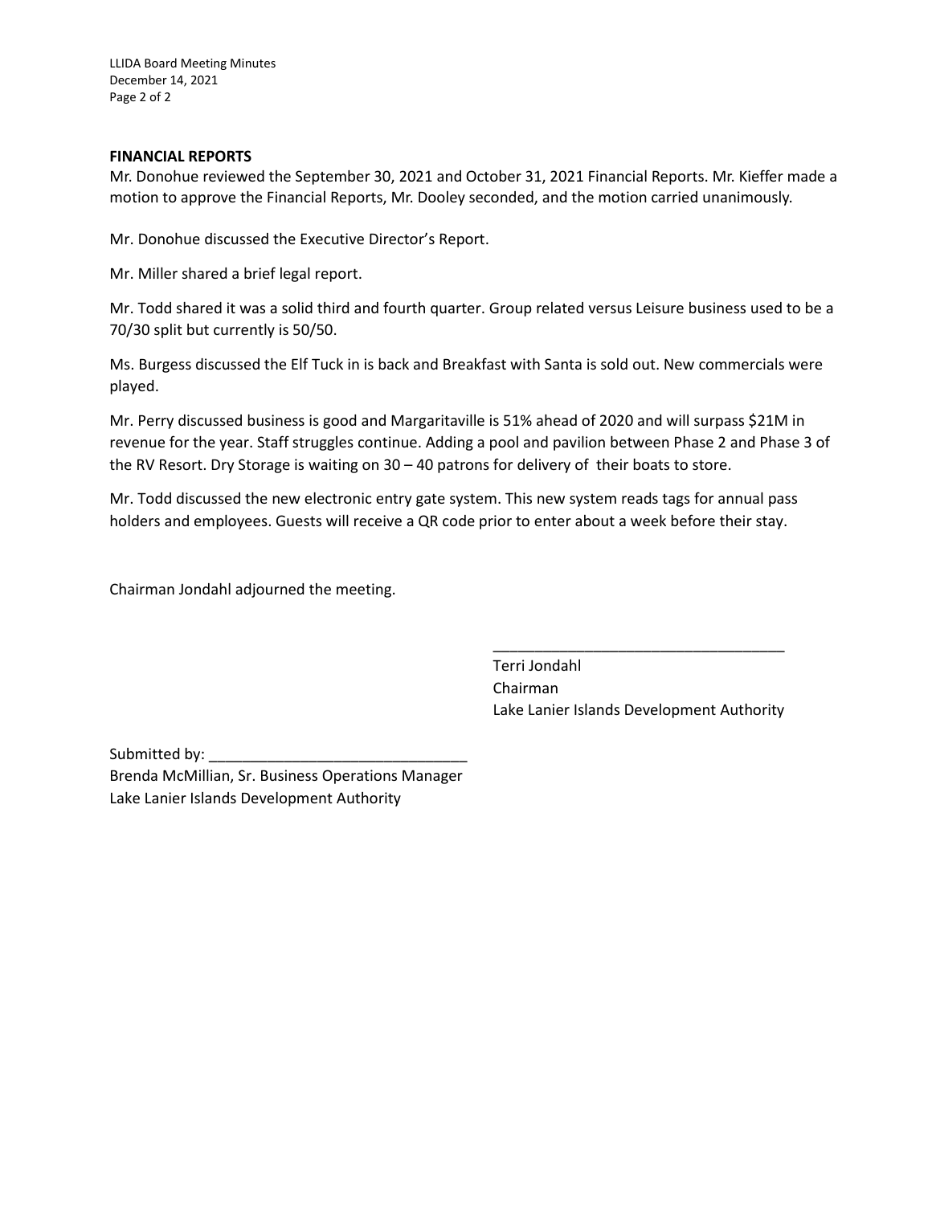**FINANCIAL REPORTS**

Mr. Donohue reviewed the September 30, 2021 and October 31, 2021 Financial Reports. Mr. Kieffer made a motion to approve the Financial Reports, Mr. Dooley seconded, and the motion carried unanimously.

Mr. Donohue discussed the Executive Director's Report.

Mr. Miller shared a brief legal report.

Mr. Todd shared it was a solid third and fourth quarter. Group related versus Leisure business used to be a 70/30 split but currently is 50/50.

Ms. Burgess discussed the Elf Tuck in is back and Breakfast with Santa is sold out. New commercials were played.

Mr. Perry discussed business is good and Margaritaville is 51% ahead of 2020 and will surpass $21M in revenue for the year. Staff struggles continue. Adding a pool and pavilion between Phase 2 and Phase 3 of the RV Resort. Dry Storage is waiting on 30 – 40 patrons for delivery of their boats to store.

Mr. Todd discussed the new electronic entry gate system. This new system reads tags for annual pass holders and employees. Guests will receive a QR code prior to enter about a week before their stay.

Chairman Jondahl adjourned the meeting.

\_\_\_\_\_\_\_\_\_\_\_\_\_\_\_\_\_\_\_\_\_\_\_\_\_\_\_\_\_\_\_\_\_\_\_\_

Terri Jondahl
Chairman
Lake Lanier Islands Development Authority

Submitted by: \_\_\_\_\_\_\_\_\_\_\_\_\_\_\_\_\_\_\_\_\_\_\_\_\_\_\_\_\_\_\_

Brenda McMillian, Sr. Business Operations Manager
Lake Lanier Islands Development Authority